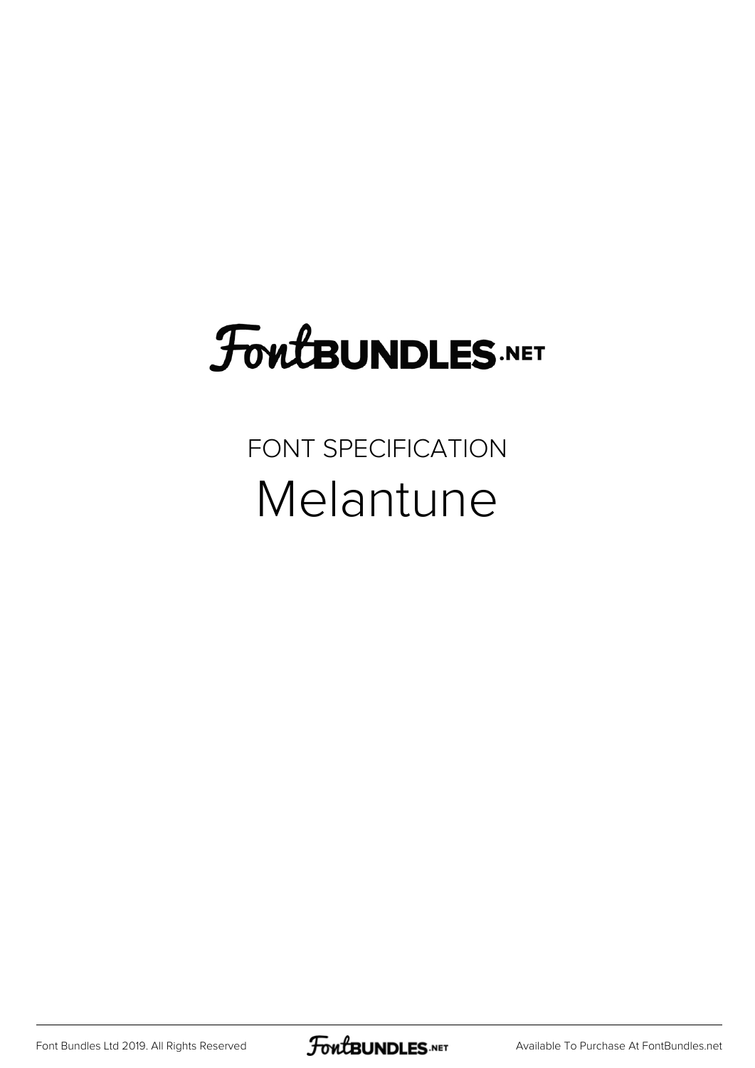# FontBUNDLES.NET

## FONT SPECIFICATION

# Melantune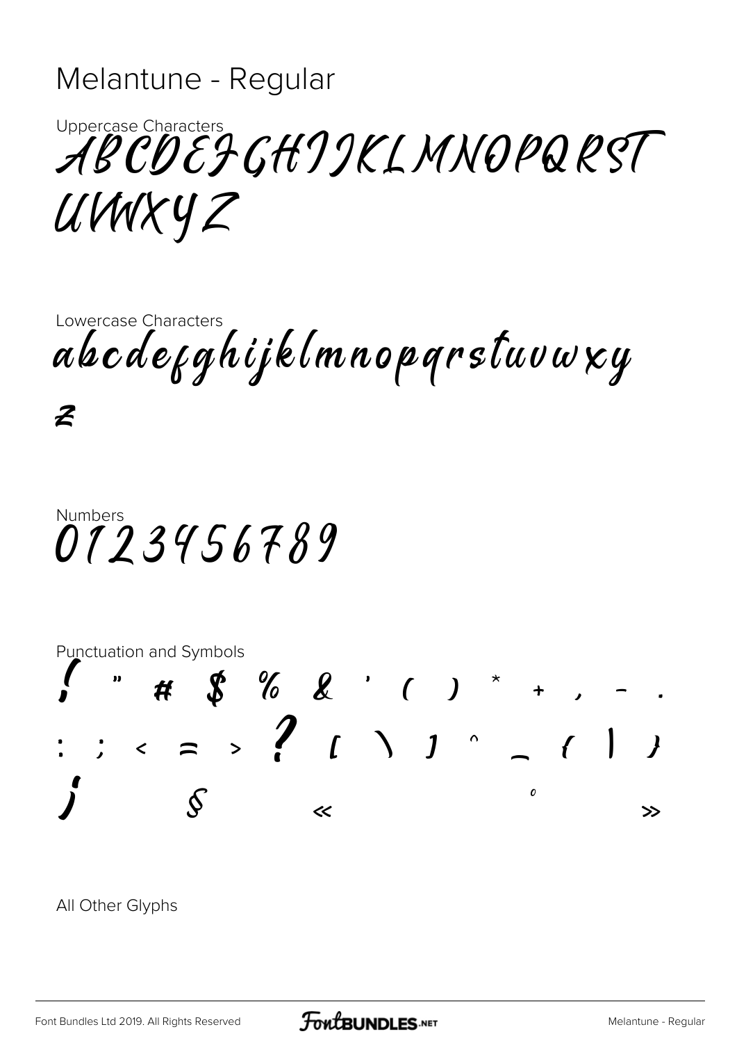# Melantune - Regular

Uppercase Characters

ABCDEFGHIJKLMNOPQRST
UVWXYZ

Lowercase Characters

abcdefghijklmnopqrstuvwxy
z

Numbers

0123456789

Punctuation and Symbols

! " # $ % & ' ( ) * + , - .
: ; < = > ? [ \ ] ^ _ { | }
¡ § « ° »

All Other Glyphs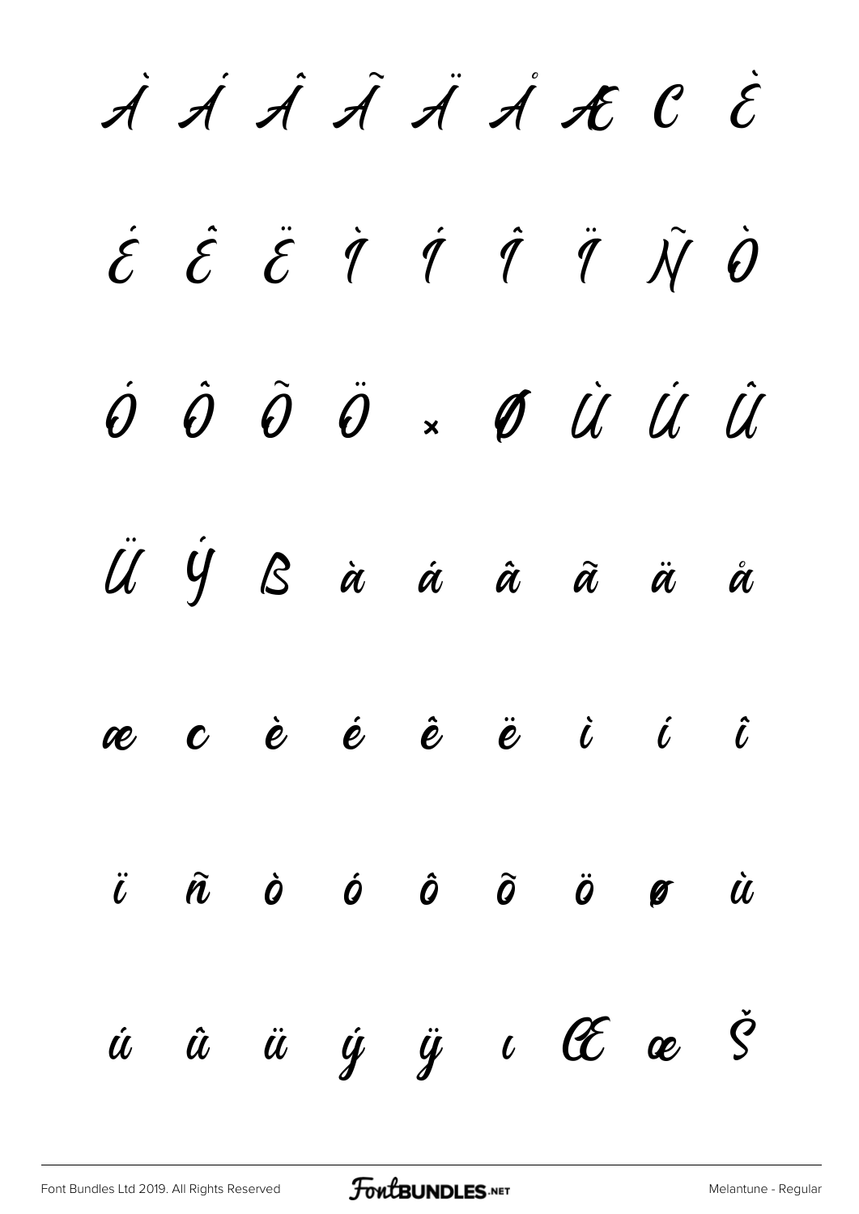À Á Â Ã Ä Å Æ Ç È

É Ê Ë Ì Í Î Ï Ñ Ò

Ó Ô Õ Ö × Ø Ù Ú Û

Ü Ý ß à á â ã ä å

æ ç è é ê ë ì í î

ï ñ ò ó ô õ ö ø ù

ú û ü ý ÿ ı Œ œ Š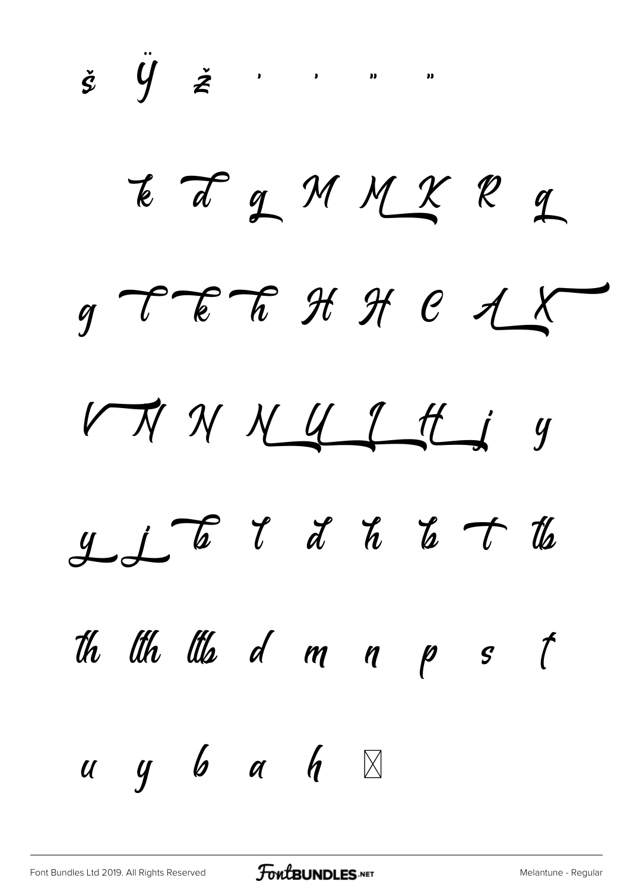š Ÿ ž ' ' " "

k d g M M K R q

g T k h H H C A X

V N N N U I H j y

y j b l d h b t tb

th lth ltb d m n p s f

u y b a h ☒